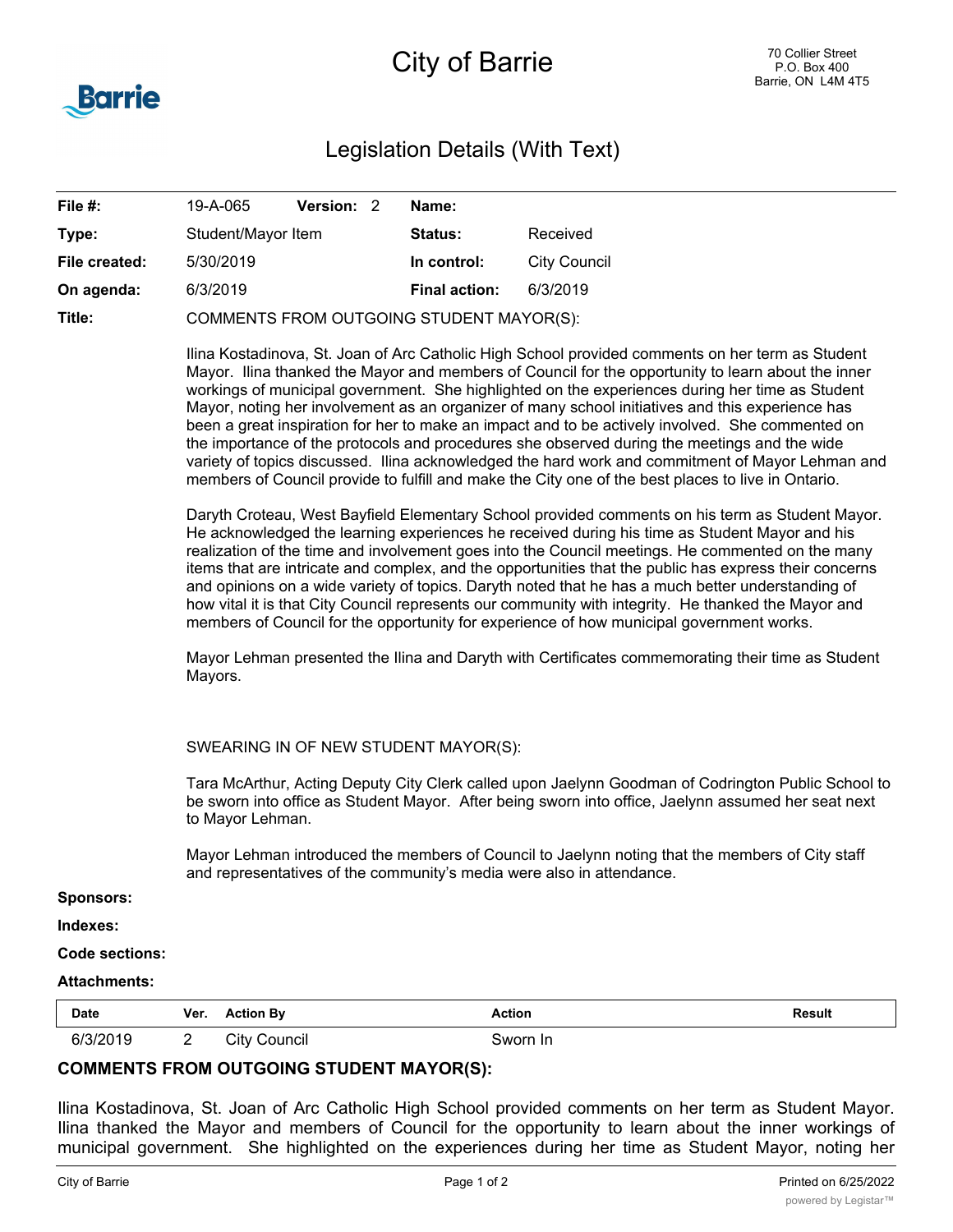# City of Barrie

70 Collier Street
P.O. Box 400
Barrie, ON L4M 4T5

## Legislation Details (With Text)

| | | | |
|---|---|---|---|
| **File #:** | 19-A-065 **Version:** 2 | **Name:** | |
| **Type:** | Student/Mayor Item | **Status:** | Received |
| **File created:** | 5/30/2019 | **In control:** | City Council |
| **On agenda:** | 6/3/2019 | **Final action:** | 6/3/2019 |

**Title:** COMMENTS FROM OUTGOING STUDENT MAYOR(S):

Ilina Kostadinova, St. Joan of Arc Catholic High School provided comments on her term as Student Mayor. Ilina thanked the Mayor and members of Council for the opportunity to learn about the inner workings of municipal government. She highlighted on the experiences during her time as Student Mayor, noting her involvement as an organizer of many school initiatives and this experience has been a great inspiration for her to make an impact and to be actively involved. She commented on the importance of the protocols and procedures she observed during the meetings and the wide variety of topics discussed. Ilina acknowledged the hard work and commitment of Mayor Lehman and members of Council provide to fulfill and make the City one of the best places to live in Ontario.

Daryth Croteau, West Bayfield Elementary School provided comments on his term as Student Mayor. He acknowledged the learning experiences he received during his time as Student Mayor and his realization of the time and involvement goes into the Council meetings. He commented on the many items that are intricate and complex, and the opportunities that the public has express their concerns and opinions on a wide variety of topics. Daryth noted that he has a much better understanding of how vital it is that City Council represents our community with integrity. He thanked the Mayor and members of Council for the opportunity for experience of how municipal government works.

Mayor Lehman presented the Ilina and Daryth with Certificates commemorating their time as Student Mayors.

SWEARING IN OF NEW STUDENT MAYOR(S):

Tara McArthur, Acting Deputy City Clerk called upon Jaelynn Goodman of Codrington Public School to be sworn into office as Student Mayor. After being sworn into office, Jaelynn assumed her seat next to Mayor Lehman.

Mayor Lehman introduced the members of Council to Jaelynn noting that the members of City staff and representatives of the community's media were also in attendance.

**Sponsors:**

**Indexes:**

**Code sections:**

**Attachments:**

| Date | Ver. | Action By | Action | Result |
|---|---|---|---|---|
| 6/3/2019 | 2 | City Council | Sworn In | |

**COMMENTS FROM OUTGOING STUDENT MAYOR(S):**

Ilina Kostadinova, St. Joan of Arc Catholic High School provided comments on her term as Student Mayor. Ilina thanked the Mayor and members of Council for the opportunity to learn about the inner workings of municipal government. She highlighted on the experiences during her time as Student Mayor, noting her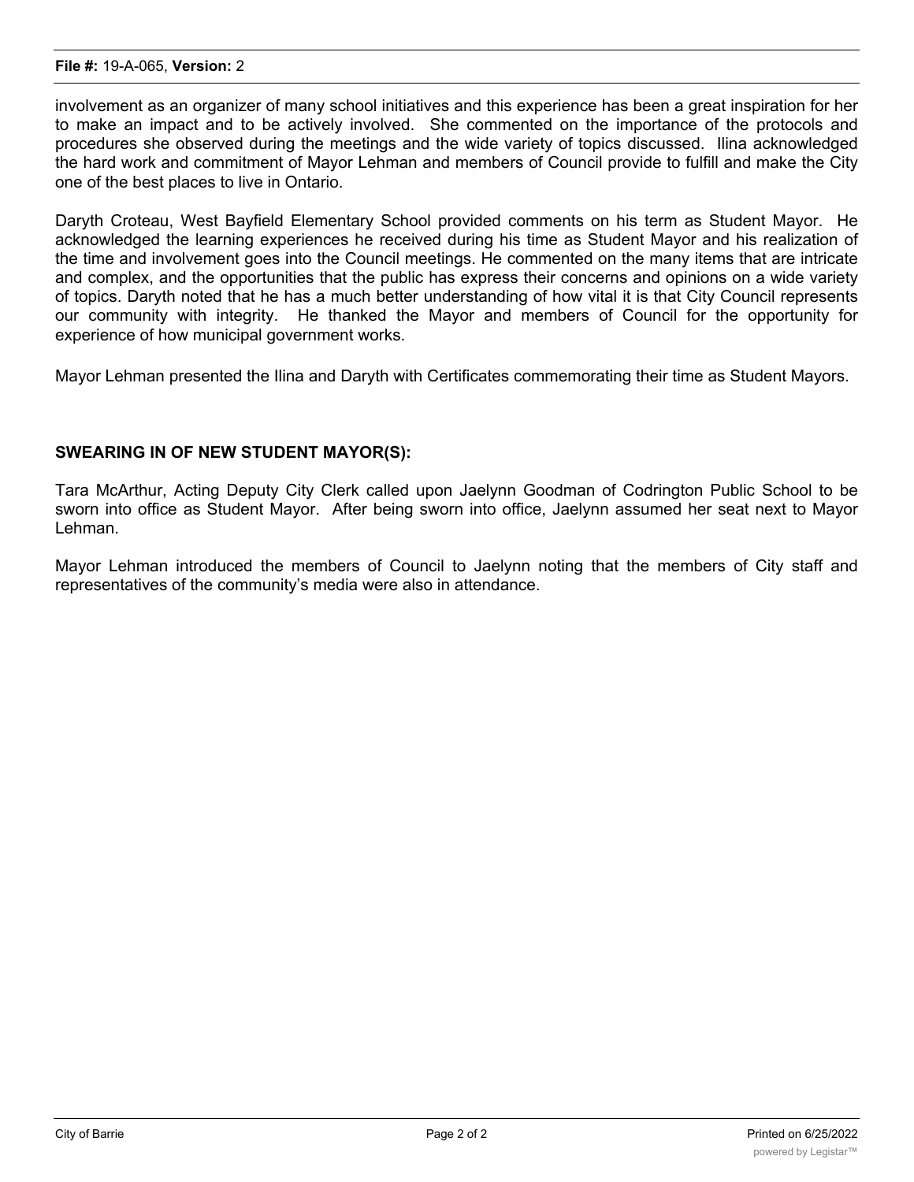involvement as an organizer of many school initiatives and this experience has been a great inspiration for her to make an impact and to be actively involved. She commented on the importance of the protocols and procedures she observed during the meetings and the wide variety of topics discussed. Ilina acknowledged the hard work and commitment of Mayor Lehman and members of Council provide to fulfill and make the City one of the best places to live in Ontario.

Daryth Croteau, West Bayfield Elementary School provided comments on his term as Student Mayor. He acknowledged the learning experiences he received during his time as Student Mayor and his realization of the time and involvement goes into the Council meetings. He commented on the many items that are intricate and complex, and the opportunities that the public has express their concerns and opinions on a wide variety of topics. Daryth noted that he has a much better understanding of how vital it is that City Council represents our community with integrity. He thanked the Mayor and members of Council for the opportunity for experience of how municipal government works.

Mayor Lehman presented the Ilina and Daryth with Certificates commemorating their time as Student Mayors.

**SWEARING IN OF NEW STUDENT MAYOR(S):**

Tara McArthur, Acting Deputy City Clerk called upon Jaelynn Goodman of Codrington Public School to be sworn into office as Student Mayor. After being sworn into office, Jaelynn assumed her seat next to Mayor Lehman.

Mayor Lehman introduced the members of Council to Jaelynn noting that the members of City staff and representatives of the community's media were also in attendance.